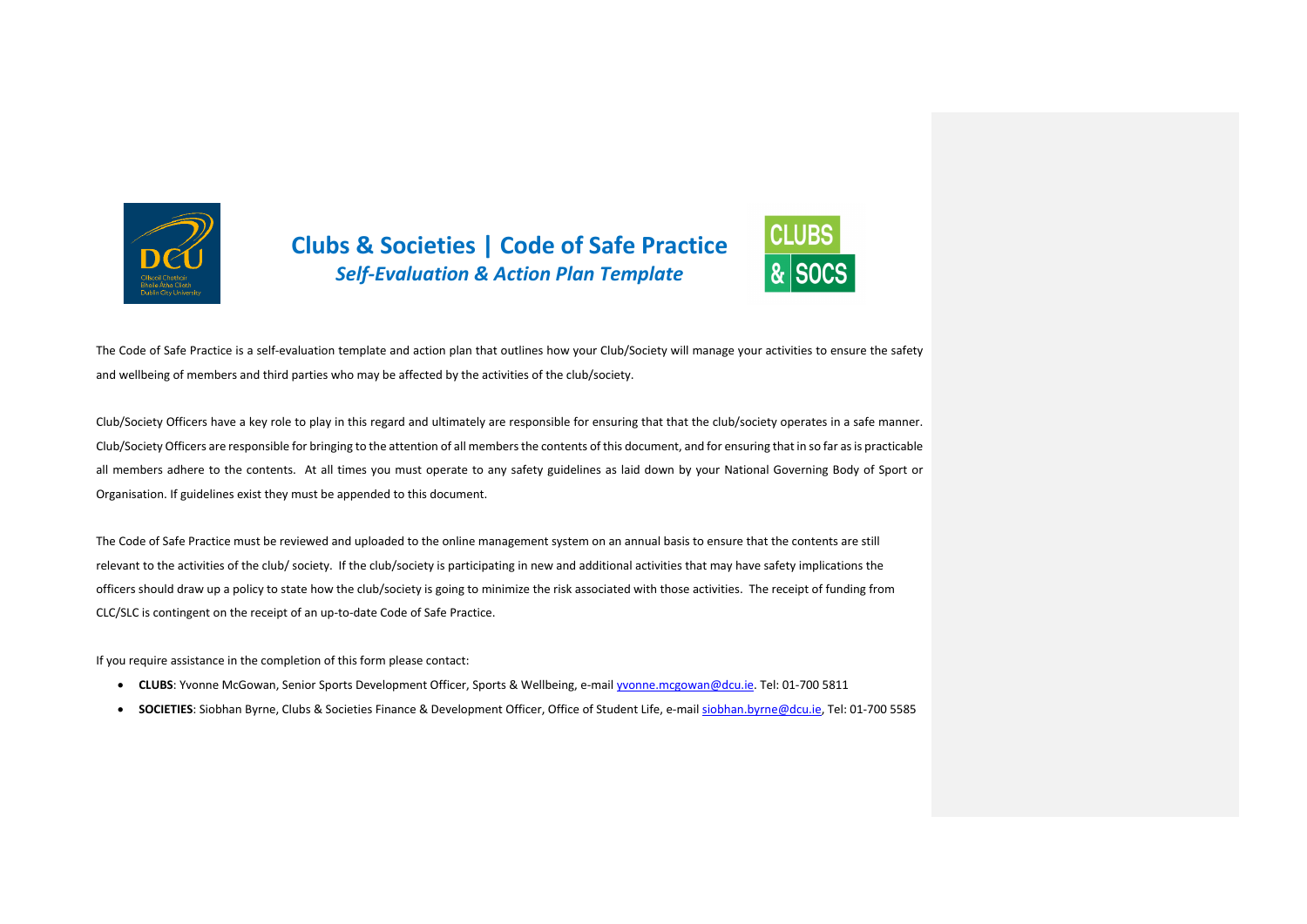# Clubs & Societies | Code of Safe Practice

## *Self-Evaluation & Action Plan Template*

The Code of Safe Practice is a self-evaluation template and action plan that outlines how your Club/Society will manage your activities to ensure the safety and wellbeing of members and third parties who may be affected by the activities of the club/society.

Club/Society Officers have a key role to play in this regard and ultimately are responsible for ensuring that that the club/society operates in a safe manner. Club/Society Officers are responsible for bringing to the attention of all members the contents of this document, and for ensuring that in so far as is practicable all members adhere to the contents. At all times you must operate to any safety guidelines as laid down by your National Governing Body of Sport or Organisation. If guidelines exist they must be appended to this document.

The Code of Safe Practice must be reviewed and uploaded to the online management system on an annual basis to ensure that the contents are still relevant to the activities of the club/ society. If the club/society is participating in new and additional activities that may have safety implications the officers should draw up a policy to state how the club/society is going to minimize the risk associated with those activities. The receipt of funding from CLC/SLC is contingent on the receipt of an up-to-date Code of Safe Practice.

If you require assistance in the completion of this form please contact:

- **CLUBS**: Yvonne McGowan, Senior Sports Development Officer, Sports & Wellbeing, e-mail yvonne.mcgowan@dcu.ie. Tel: 01-700 5811
- **SOCIETIES**: Siobhan Byrne, Clubs & Societies Finance & Development Officer, Office of Student Life, e-mail siobhan.byrne@dcu.ie, Tel: 01-700 5585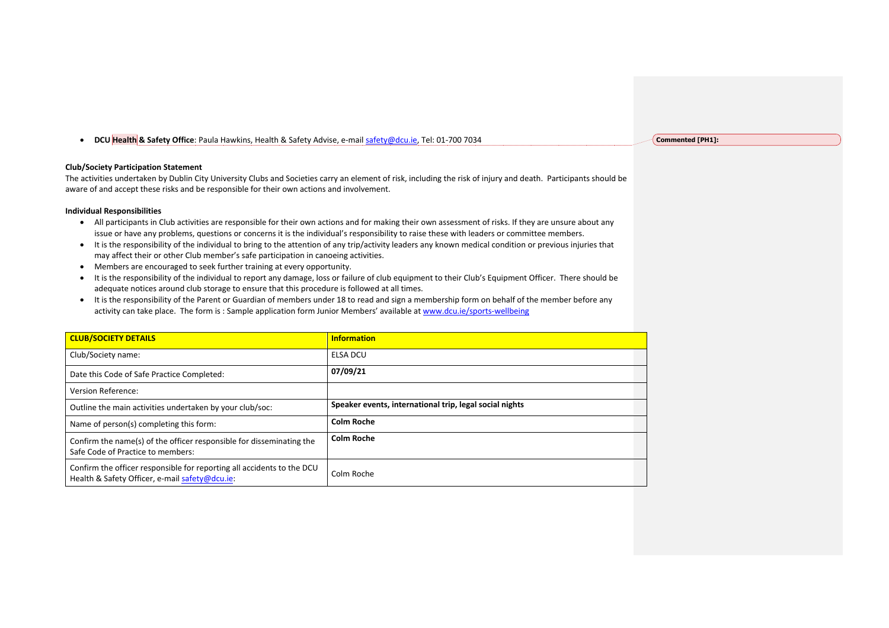- **DCU Health & Safety Office**: Paula Hawkins, Health & Safety Advise, e-mail safety@dcu.ie, Tel: 01-700 7034

Commented [PH1]:

**Club/Society Participation Statement**

The activities undertaken by Dublin City University Clubs and Societies carry an element of risk, including the risk of injury and death. Participants should be aware of and accept these risks and be responsible for their own actions and involvement.

**Individual Responsibilities**

- All participants in Club activities are responsible for their own actions and for making their own assessment of risks. If they are unsure about any issue or have any problems, questions or concerns it is the individual's responsibility to raise these with leaders or committee members.
- It is the responsibility of the individual to bring to the attention of any trip/activity leaders any known medical condition or previous injuries that may affect their or other Club member's safe participation in canoeing activities.
- Members are encouraged to seek further training at every opportunity.
- It is the responsibility of the individual to report any damage, loss or failure of club equipment to their Club's Equipment Officer. There should be adequate notices around club storage to ensure that this procedure is followed at all times.
- It is the responsibility of the Parent or Guardian of members under 18 to read and sign a membership form on behalf of the member before any activity can take place. The form is : Sample application form Junior Members' available at www.dcu.ie/sports-wellbeing

| **CLUB/SOCIETY DETAILS** | **Information** |
|---|---|
| Club/Society name: | ELSA DCU |
| Date this Code of Safe Practice Completed: | **07/09/21** |
| Version Reference: | |
| Outline the main activities undertaken by your club/soc: | **Speaker events, international trip, legal social nights** |
| Name of person(s) completing this form: | **Colm Roche** |
| Confirm the name(s) of the officer responsible for disseminating the Safe Code of Practice to members: | **Colm Roche** |
| Confirm the officer responsible for reporting all accidents to the DCU Health & Safety Officer, e-mail safety@dcu.ie: | Colm Roche |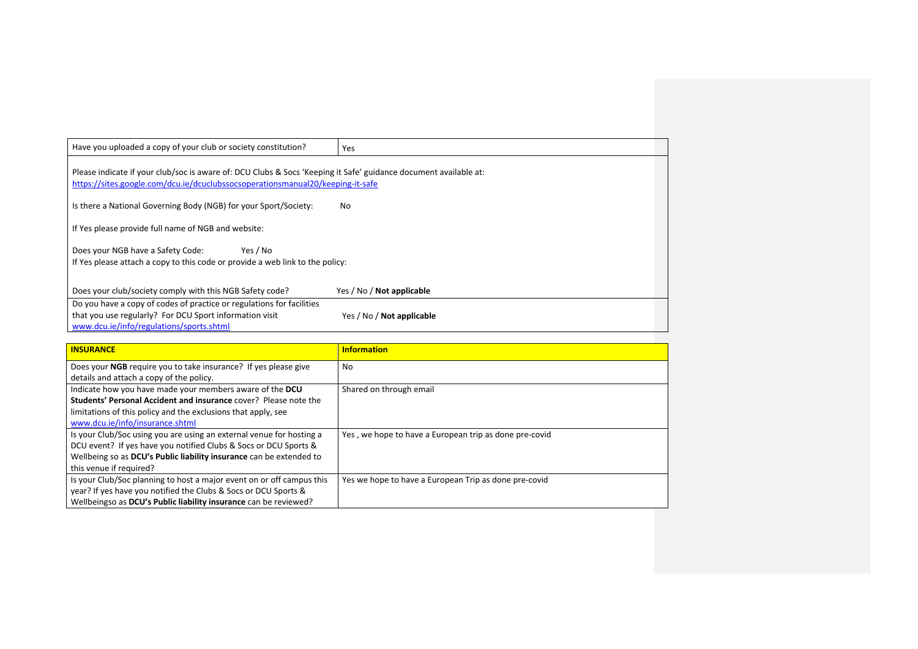| Have you uploaded a copy of your club or society constitution? | Yes |
|---|---|

Please indicate if your club/soc is aware of: DCU Clubs & Socs 'Keeping it Safe' guidance document available at: https://sites.google.com/dcu.ie/dcuclubssocsoperationsmanual20/keeping-it-safe

Is there a National Governing Body (NGB) for your Sport/Society: No

If Yes please provide full name of NGB and website:

Does your NGB have a Safety Code: Yes / No
If Yes please attach a copy to this code or provide a web link to the policy:

Does your club/society comply with this NGB Safety code? Yes / No / **Not applicable**

| Do you have a copy of codes of practice or regulations for facilities that you use regularly? For DCU Sport information visit www.dcu.ie/info/regulations/sports.shtml | Yes / No / **Not applicable** |
|---|---|

| **INSURANCE** | **Information** |
|---|---|
| Does your **NGB** require you to take insurance? If yes please give details and attach a copy of the policy. | No |
| Indicate how you have made your members aware of the **DCU Students' Personal Accident and insurance** cover? Please note the limitations of this policy and the exclusions that apply, see www.dcu.ie/info/insurance.shtml | Shared on through email |
| Is your Club/Soc using you are using an external venue for hosting a DCU event? If yes have you notified Clubs & Socs or DCU Sports & Wellbeing so as **DCU's Public liability insurance** can be extended to this venue if required? | Yes , we hope to have a European trip as done pre-covid |
| Is your Club/Soc planning to host a major event on or off campus this year? If yes have you notified the Clubs & Socs or DCU Sports & Wellbeingso as **DCU's Public liability insurance** can be reviewed? | Yes we hope to have a European Trip as done pre-covid |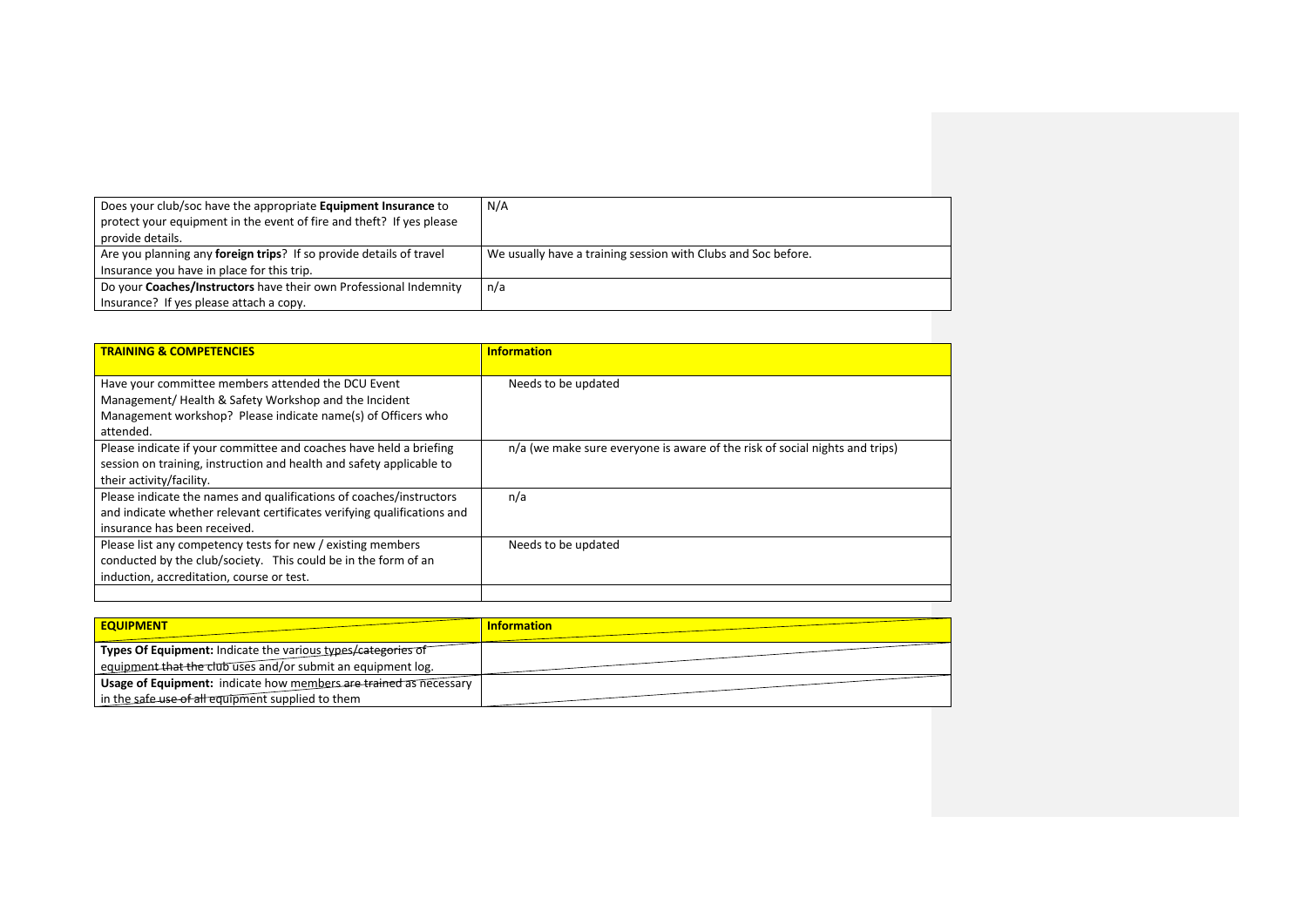| | |
|---|---|
| Does your club/soc have the appropriate **Equipment Insurance** to protect your equipment in the event of fire and theft? If yes please provide details. | N/A |
| Are you planning any **foreign trips**? If so please provide details of travel Insurance you have in place for this trip. | We usually have a training session with Clubs and Soc before. |
| Do your **Coaches/Instructors** have their own Professional Indemnity Insurance? If yes please attach a copy. | n/a |

| **TRAINING & COMPETENCIES** | **Information** |
|---|---|
| Have your committee members attended the DCU Event Management/ Health & Safety Workshop and the Incident Management workshop? Please indicate name(s) of Officers who attended. | Needs to be updated |
| Please indicate if your committee and coaches have held a briefing session on training, instruction and health and safety applicable to their activity/facility. | n/a (we make sure everyone is aware of the risk of social nights and trips) |
| Please indicate the names and qualifications of coaches/instructors and indicate whether relevant certificates verifying qualifications and insurance has been received. | n/a |
| Please list any competency tests for new / existing members conducted by the club/society. This could be in the form of an induction, accreditation, course or test. | Needs to be updated |
| | |

| **EQUIPMENT** | **Information** |
|---|---|
| **Types Of Equipment:** Indicate the various types/categories of equipment that the club uses and/or submit an equipment log. | |
| **Usage of Equipment:** indicate how members are trained as necessary in the safe use of all equipment supplied to them | |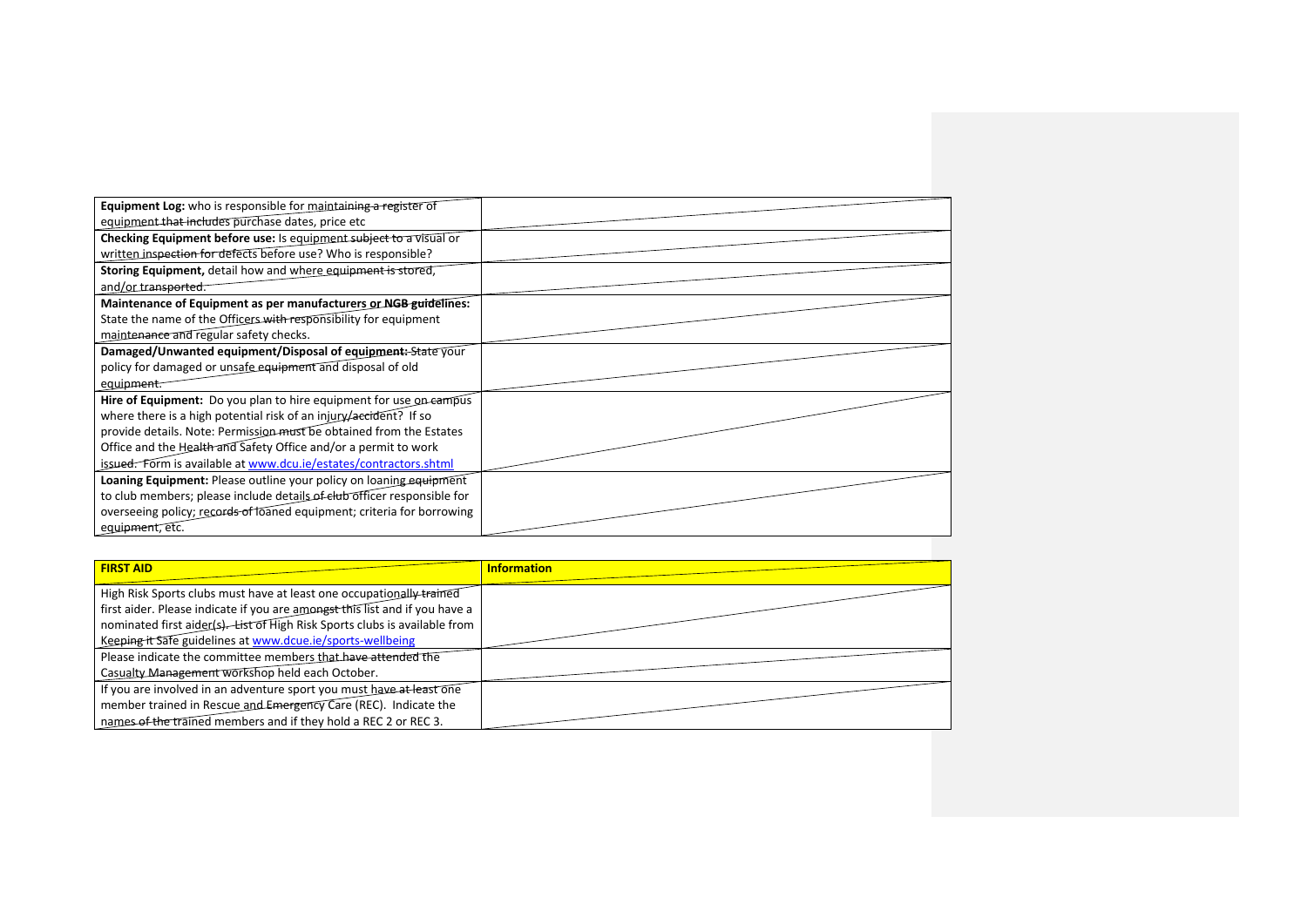| | |
|---|---|
| **Equipment Log:** who is responsible for maintaining a register of equipment that includes purchase dates, price etc | |
| **Checking Equipment before use:** Is equipment subject to a visual or written inspection for defects before use? Who is responsible? | |
| **Storing Equipment,** detail how and where equipment is stored, and/or transported. | |
| **Maintenance of Equipment as per manufacturers or NGB guidelines:** State the name of the Officers with responsibility for equipment maintenance and regular safety checks. | |
| **Damaged/Unwanted equipment/Disposal of equipment:** State your policy for damaged or unsafe equipment and disposal of old equipment. | |
| **Hire of Equipment:** Do you plan to hire equipment for use on campus where there is a high potential risk of an injury/accident? If so provide details. Note: Permission must be obtained from the Estates Office and the Health and Safety Office and/or a permit to work issued. Form is available at [www.dcu.ie/estates/contractors.shtml](www.dcu.ie/estates/contractors.shtml) | |
| **Loaning Equipment:** Please outline your policy on loaning equipment to club members; please include details of club officer responsible for overseeing policy; records of loaned equipment; criteria for borrowing equipment, etc. | |

| **FIRST AID** | **Information** |
|---|---|
| High Risk Sports clubs must have at least one occupationally trained first aider. Please indicate if you are amongst this list and if you have a nominated first aider(s). List of High Risk Sports clubs is available from Keeping it Safe guidelines at [www.dcue.ie/sports-wellbeing](www.dcue.ie/sports-wellbeing) | |
| Please indicate the committee members that have attended the Casualty Management workshop held each October. | |
| If you are involved in an adventure sport you must have at least one member trained in Rescue and Emergency Care (REC). Indicate the names of the trained members and if they hold a REC 2 or REC 3. | |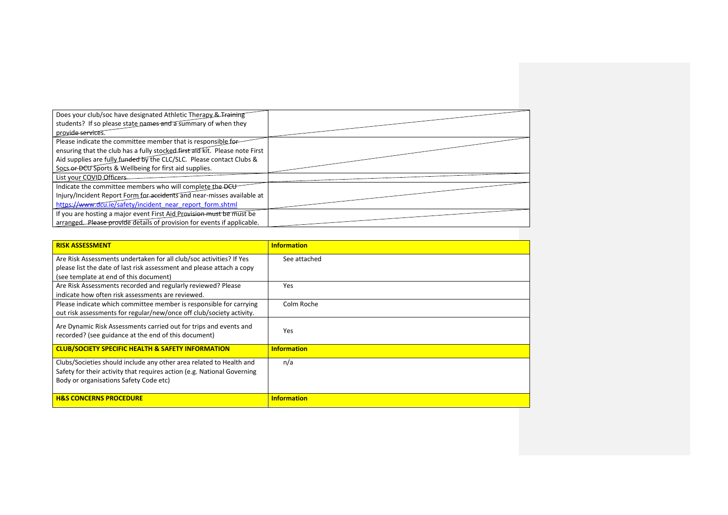| | |
|---|---|
| Does your club/soc have designated Athletic Therapy & Training students? If so please state names and a summary of when they provide services. | |
| Please indicate the committee member that is responsible for ensuring that the club has a fully stocked first aid kit. Please note First Aid supplies are fully funded by the CLC/SLC. Please contact Clubs & Socs or DCU Sports & Wellbeing for first aid supplies. | |
| List your COVID Officers | |
| Indicate the committee members who will complete the DCU Injury/Incident Report Form for accidents and near-misses available at https://www.dcu.ie/safety/incident_near_report_form.shtml | |
| If you are hosting a major event First Aid Provision must be must be arranged. Please provide details of provision for events if applicable. | |

| **RISK ASSESSMENT** | **Information** |
|---|---|
| Are Risk Assessments undertaken for all club/soc activities? If Yes please list the date of last risk assessment and please attach a copy (see template at end of this document) | See attached |
| Are Risk Assessments recorded and regularly reviewed? Please indicate how often risk assessments are reviewed. | Yes |
| Please indicate which committee member is responsible for carrying out risk assessments for regular/new/once off club/society activity. | Colm Roche |
| Are Dynamic Risk Assessments carried out for trips and events and recorded? (see guidance at the end of this document) | Yes |
| **CLUB/SOCIETY SPECIFIC HEALTH & SAFETY INFORMATION** | **Information** |
| Clubs/Societies should include any other area related to Health and Safety for their activity that requires action (e.g. National Governing Body or organisations Safety Code etc) | n/a |
| **H&S CONCERNS PROCEDURE** | **Information** |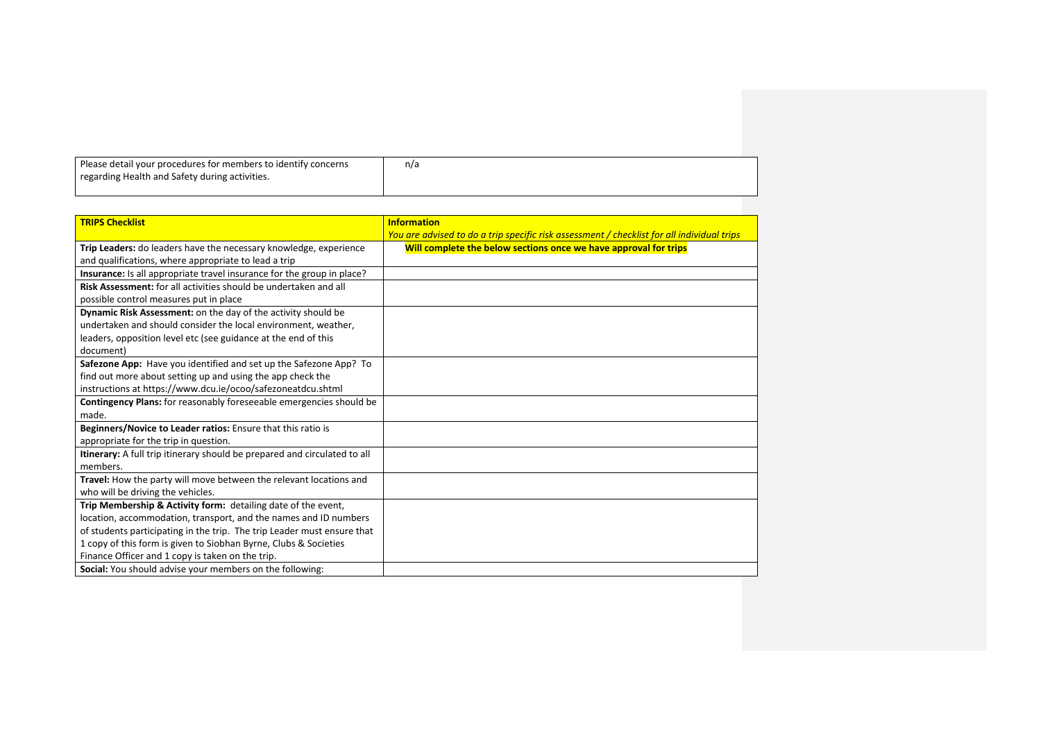| Please detail your procedures for members to identify concerns regarding Health and Safety during activities. | n/a |
|---|---|

| **TRIPS Checklist** | **Information**<br>*You are advised to do a trip specific risk assessment / checklist for all individual trips* |
|---|---|
| **Trip Leaders:** do leaders have the necessary knowledge, experience and qualifications, where appropriate to lead a trip | **Will complete the below sections once we have approval for trips** |
| **Insurance:** Is all appropriate travel insurance for the group in place? | |
| **Risk Assessment:** for all activities should be undertaken and all possible control measures put in place | |
| **Dynamic Risk Assessment:** on the day of the activity should be undertaken and should consider the local environment, weather, leaders, opposition level etc (see guidance at the end of this document) | |
| **Safezone App:** Have you identified and set up the Safezone App? To find out more about setting up and using the app check the instructions at https://www.dcu.ie/ocoo/safezoneatdcu.shtml | |
| **Contingency Plans:** for reasonably foreseeable emergencies should be made. | |
| **Beginners/Novice to Leader ratios:** Ensure that this ratio is appropriate for the trip in question. | |
| **Itinerary:** A full trip itinerary should be prepared and circulated to all members. | |
| **Travel:** How the party will move between the relevant locations and who will be driving the vehicles. | |
| **Trip Membership & Activity form:** detailing date of the event, location, accommodation, transport, and the names and ID numbers of students participating in the trip. The trip Leader must ensure that 1 copy of this form is given to Siobhan Byrne, Clubs & Societies Finance Officer and 1 copy is taken on the trip. | |
| **Social:** You should advise your members on the following: | |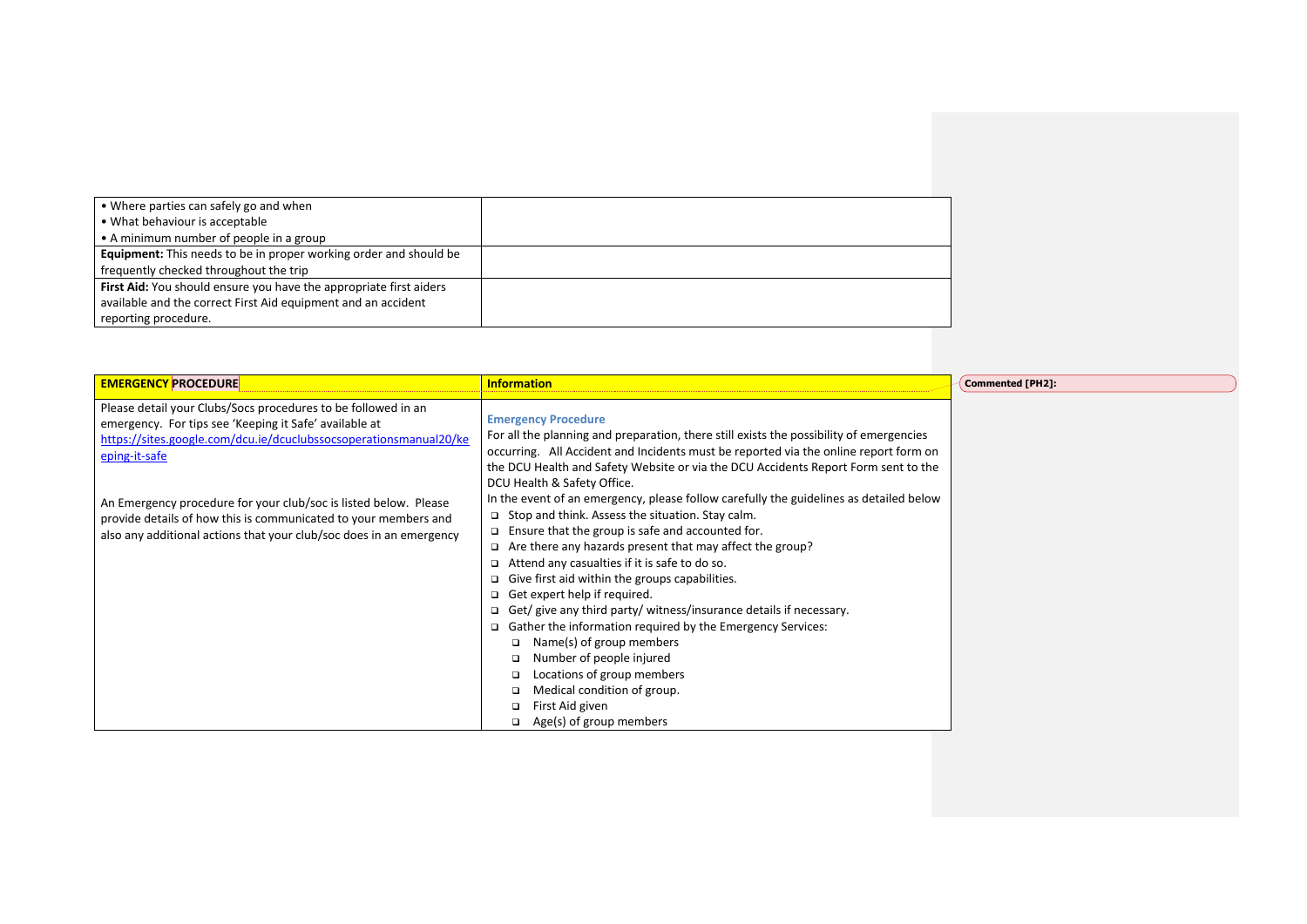| | |
|---|---|
| • Where parties can safely go and when<br>• What behaviour is acceptable<br>• A minimum number of people in a group | |
| **Equipment:** This needs to be in proper working order and should be frequently checked throughout the trip | |
| **First Aid:** You should ensure you have the appropriate first aiders available and the correct First Aid equipment and an accident reporting procedure. | |

| **EMERGENCY PROCEDURE** | **Information** |
|---|---|
| Please detail your Clubs/Socs procedures to be followed in an emergency. For tips see 'Keeping it Safe' available at [https://sites.google.com/dcu.ie/dcuclubssocsoperationsmanual20/keeping-it-safe](https://sites.google.com/dcu.ie/dcuclubssocsoperationsmanual20/keeping-it-safe)<br><br>An Emergency procedure for your club/soc is listed below. Please provide details of how this is communicated to your members and also any additional actions that your club/soc does in an emergency | **Emergency Procedure**<br>For all the planning and preparation, there still exists the possibility of emergencies occurring. All Accident and Incidents must be reported via the online report form on the DCU Health and Safety Website or via the DCU Accidents Report Form sent to the DCU Health & Safety Office.<br>In the event of an emergency, please follow carefully the guidelines as detailed below<br>❑ Stop and think. Assess the situation. Stay calm.<br>❑ Ensure that the group is safe and accounted for.<br>❑ Are there any hazards present that may affect the group?<br>❑ Attend any casualties if it is safe to do so.<br>❑ Give first aid within the groups capabilities.<br>❑ Get expert help if required.<br>❑ Get/ give any third party/ witness/insurance details if necessary.<br>❑ Gather the information required by the Emergency Services:<br>&nbsp;&nbsp;&nbsp;&nbsp;❑ Name(s) of group members<br>&nbsp;&nbsp;&nbsp;&nbsp;❑ Number of people injured<br>&nbsp;&nbsp;&nbsp;&nbsp;❑ Locations of group members<br>&nbsp;&nbsp;&nbsp;&nbsp;❑ Medical condition of group.<br>&nbsp;&nbsp;&nbsp;&nbsp;❑ First Aid given<br>&nbsp;&nbsp;&nbsp;&nbsp;❑ Age(s) of group members |

**Commented [PH2]:**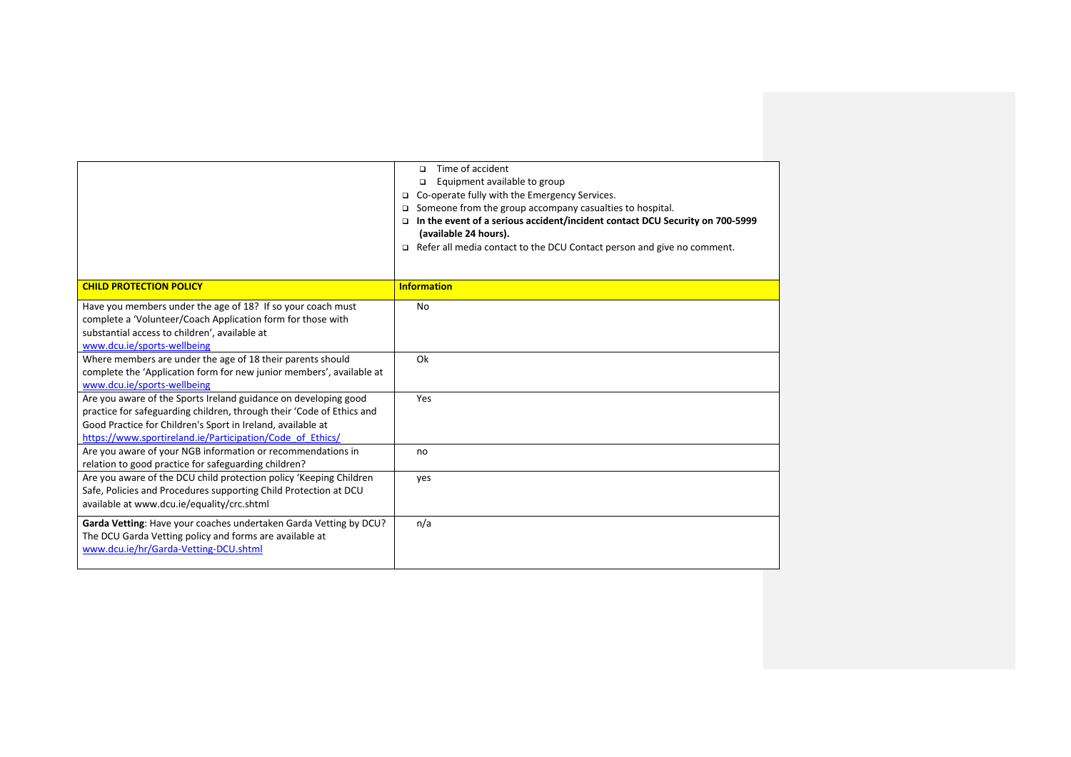| | |
|---|---|
| | ❑ Time of accident<br>❑ Equipment available to group<br>❑ Co-operate fully with the Emergency Services.<br>❑ Someone from the group accompany casualties to hospital.<br>❑ **In the event of a serious accident/incident contact DCU Security on 700-5999 (available 24 hours).**<br>❑ Refer all media contact to the DCU Contact person and give no comment. |
| **CHILD PROTECTION POLICY** | **Information** |
| Have you members under the age of 18? If so your coach must complete a 'Volunteer/Coach Application form for those with substantial access to children', available at www.dcu.ie/sports-wellbeing | No |
| Where members are under the age of 18 their parents should complete the 'Application form for new junior members', available at www.dcu.ie/sports-wellbeing | Ok |
| Are you aware of the Sports Ireland guidance on developing good practice for safeguarding children, through their 'Code of Ethics and Good Practice for Children's Sport in Ireland, available at https://www.sportireland.ie/Participation/Code_of_Ethics/ | Yes |
| Are you aware of your NGB information or recommendations in relation to good practice for safeguarding children? | no |
| Are you aware of the DCU child protection policy 'Keeping Children Safe, Policies and Procedures supporting Child Protection at DCU available at www.dcu.ie/equality/crc.shtml | yes |
| **Garda Vetting**: Have your coaches undertaken Garda Vetting by DCU? The DCU Garda Vetting policy and forms are available at www.dcu.ie/hr/Garda-Vetting-DCU.shtml | n/a |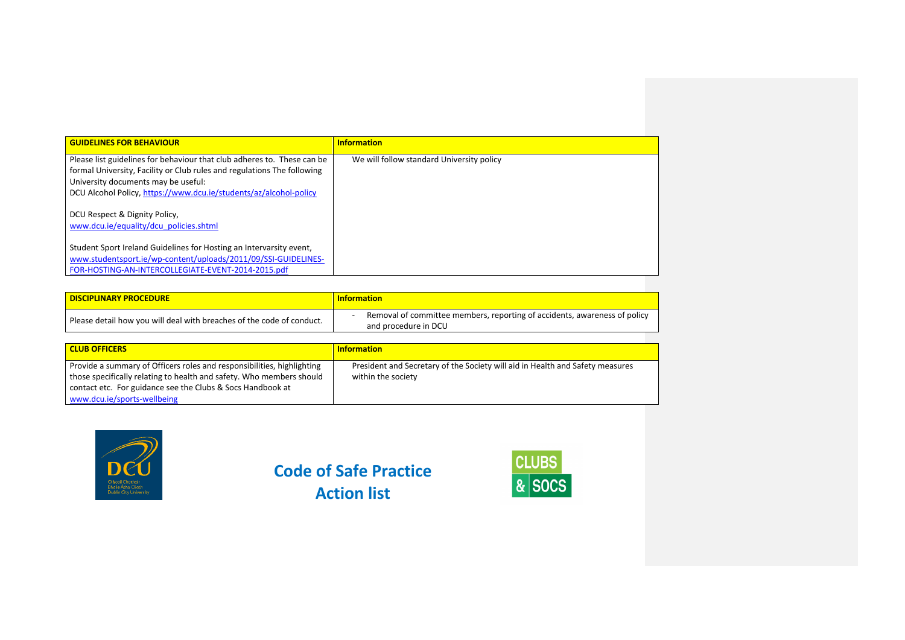| GUIDELINES FOR BEHAVIOUR | Information |
|---|---|
| Please list guidelines for behaviour that club adheres to. These can be formal University, Facility or Club rules and regulations The following University documents may be useful:<br>DCU Alcohol Policy, https://www.dcu.ie/students/az/alcohol-policy<br><br>DCU Respect & Dignity Policy,<br>www.dcu.ie/equality/dcu_policies.shtml<br><br>Student Sport Ireland Guidelines for Hosting an Intervarsity event,<br>www.studentsport.ie/wp-content/uploads/2011/09/SSI-GUIDELINES-FOR-HOSTING-AN-INTERCOLLEGIATE-EVENT-2014-2015.pdf | We will follow standard University policy |

| DISCIPLINARY PROCEDURE | Information |
|---|---|
| Please detail how you will deal with breaches of the code of conduct. | - Removal of committee members, reporting of accidents, awareness of policy and procedure in DCU |

| CLUB OFFICERS | Information |
|---|---|
| Provide a summary of Officers roles and responsibilities, highlighting those specifically relating to health and safety. Who members should contact etc. For guidance see the Clubs & Socs Handbook at www.dcu.ie/sports-wellbeing | President and Secretary of the Society will aid in Health and Safety measures within the society |

**Code of Safe Practice**
**Action list**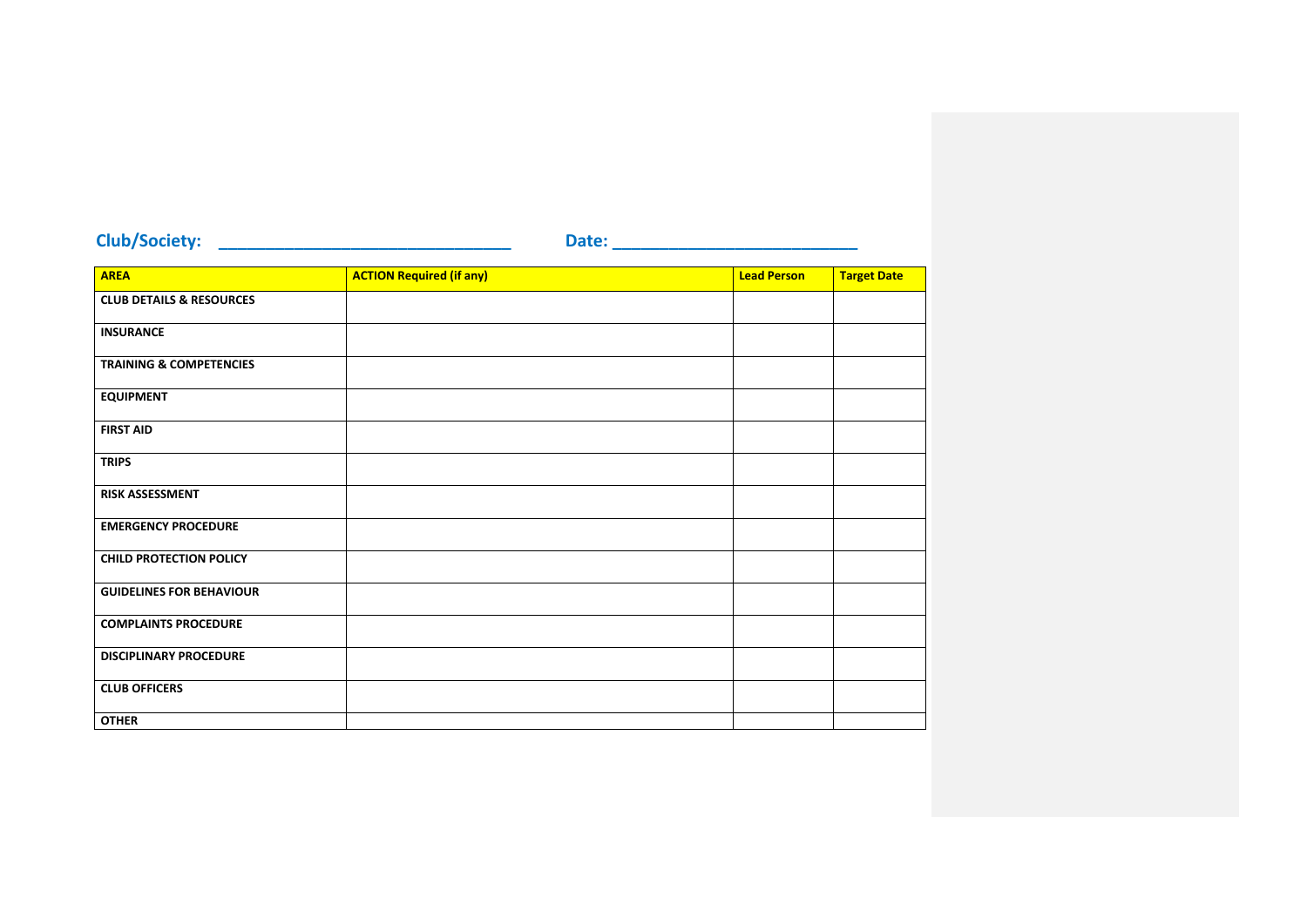**Club/Society: ______________________________ Date: _________________________**

| AREA | ACTION Required (if any) | Lead Person | Target Date |
|---|---|---|---|
| CLUB DETAILS & RESOURCES | | | |
| INSURANCE | | | |
| TRAINING & COMPETENCIES | | | |
| EQUIPMENT | | | |
| FIRST AID | | | |
| TRIPS | | | |
| RISK ASSESSMENT | | | |
| EMERGENCY PROCEDURE | | | |
| CHILD PROTECTION POLICY | | | |
| GUIDELINES FOR BEHAVIOUR | | | |
| COMPLAINTS PROCEDURE | | | |
| DISCIPLINARY PROCEDURE | | | |
| CLUB OFFICERS | | | |
| OTHER | | | |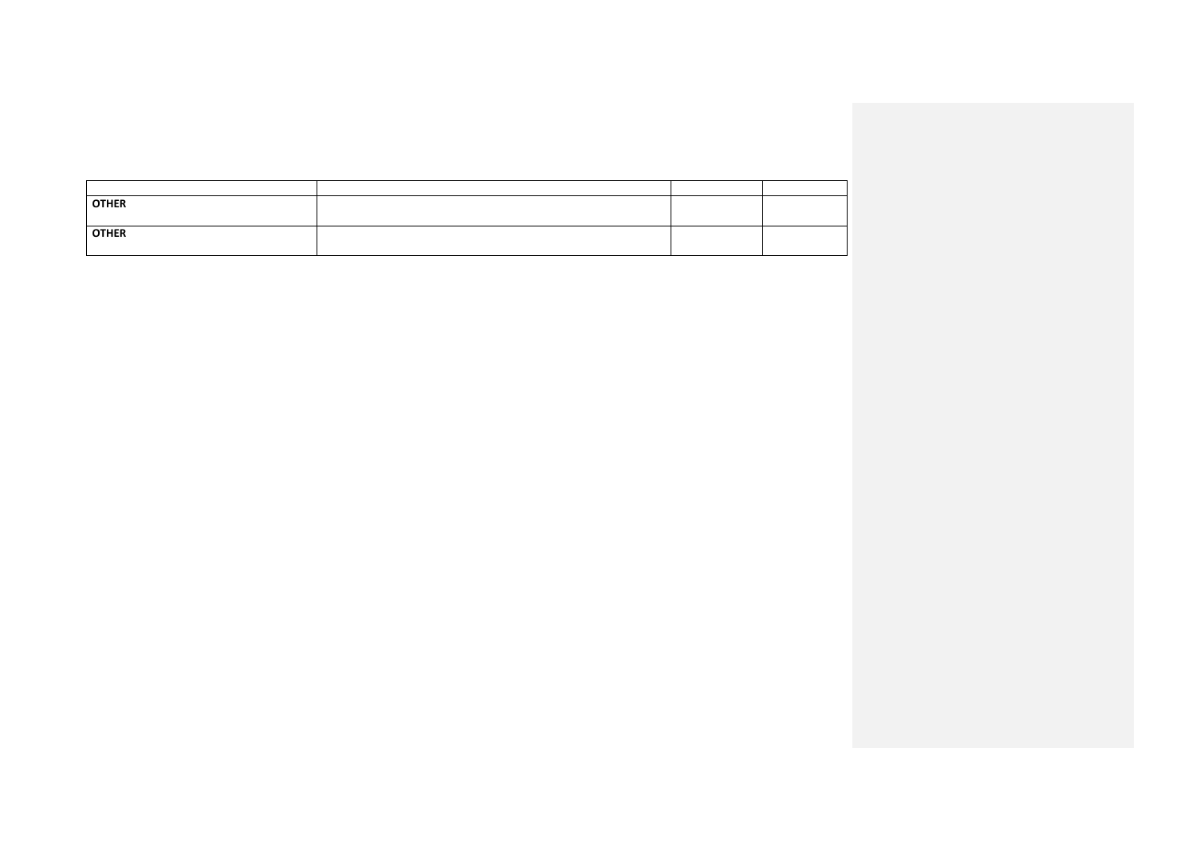| | | | |
|---|---|---|---|
| **OTHER** | | | |
| **OTHER** | | | |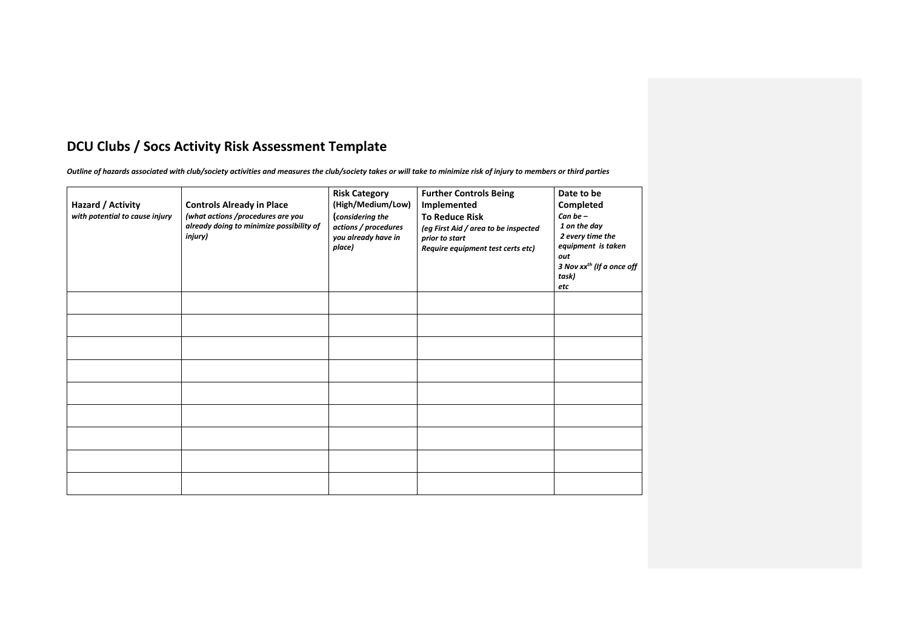## DCU Clubs / Socs Activity Risk Assessment Template

***Outline of hazards associated with club/society activities and measures the club/society takes or will take to minimize risk of injury to members or third parties***

| **Hazard / Activity** *with potential to cause injury* | **Controls Already in Place** *(what actions /procedures are you already doing to minimize possibility of injury)* | **Risk Category (High/Medium/Low)** (*considering the actions / procedures you already have in place)* | **Further Controls Being Implemented To Reduce Risk** *(eg First Aid / area to be inspected prior to start Require equipment test certs etc)* | **Date to be Completed** *Can be – 1 on the day 2 every time the equipment is taken out 3 Nov xx$^{th}$ (If a once off task) etc* |
|---|---|---|---|---|
| | | | | |
| | | | | |
| | | | | |
| | | | | |
| | | | | |
| | | | | |
| | | | | |
| | | | | |
| | | | | |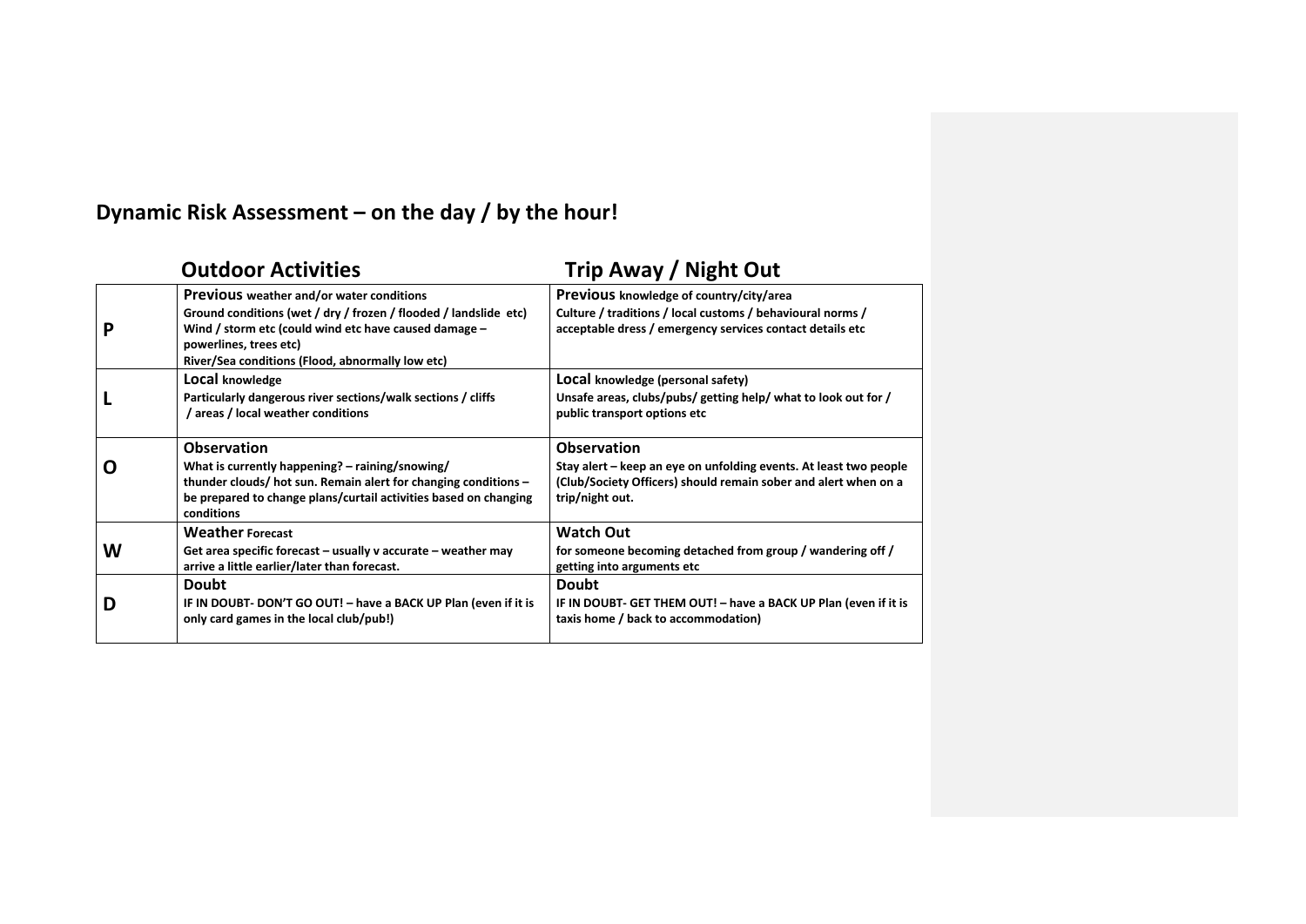## Dynamic Risk Assessment – on the day / by the hour!

| | Outdoor Activities | Trip Away / Night Out |
|---|---|---|
| **P** | **Previous weather and/or water conditions**<br>**Ground conditions (wet / dry / frozen / flooded / landslide etc)**<br>**Wind / storm etc (could wind etc have caused damage – powerlines, trees etc)**<br>**River/Sea conditions (Flood, abnormally low etc)** | **Previous knowledge of country/city/area**<br>**Culture / traditions / local customs / behavioural norms / acceptable dress / emergency services contact details etc** |
| **L** | **Local knowledge**<br>**Particularly dangerous river sections/walk sections / cliffs / areas / local weather conditions** | **Local knowledge (personal safety)**<br>**Unsafe areas, clubs/pubs/ getting help/ what to look out for / public transport options etc** |
| **O** | **Observation**<br>**What is currently happening? – raining/snowing/ thunder clouds/ hot sun. Remain alert for changing conditions – be prepared to change plans/curtail activities based on changing conditions** | **Observation**<br>**Stay alert – keep an eye on unfolding events. At least two people (Club/Society Officers) should remain sober and alert when on a trip/night out.** |
| **W** | **Weather Forecast**<br>**Get area specific forecast – usually v accurate – weather may arrive a little earlier/later than forecast.** | **Watch Out**<br>**for someone becoming detached from group / wandering off / getting into arguments etc** |
| **D** | **Doubt**<br>**IF IN DOUBT- DON'T GO OUT! – have a BACK UP Plan (even if it is only card games in the local club/pub!)** | **Doubt**<br>**IF IN DOUBT- GET THEM OUT! – have a BACK UP Plan (even if it is taxis home / back to accommodation)** |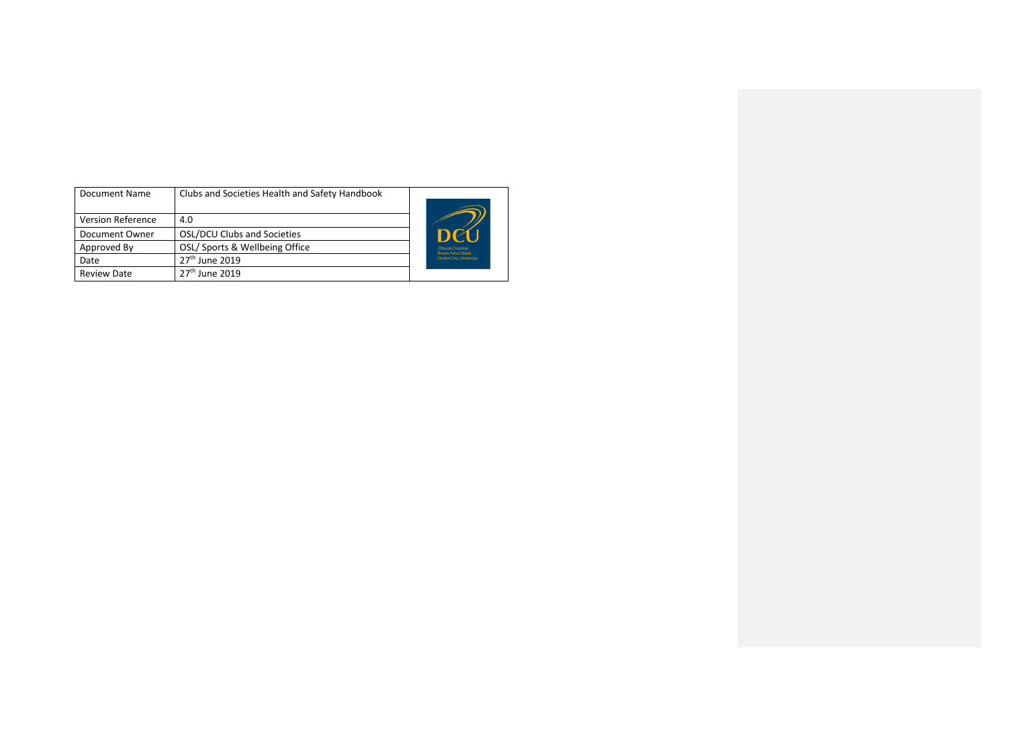| | |
|---|---|
| Document Name | Clubs and Societies Health and Safety Handbook |
| Version Reference | 4.0 |
| Document Owner | OSL/DCU Clubs and Societies |
| Approved By | OSL/ Sports & Wellbeing Office |
| Date | 27th June 2019 |
| Review Date | 27th June 2019 |